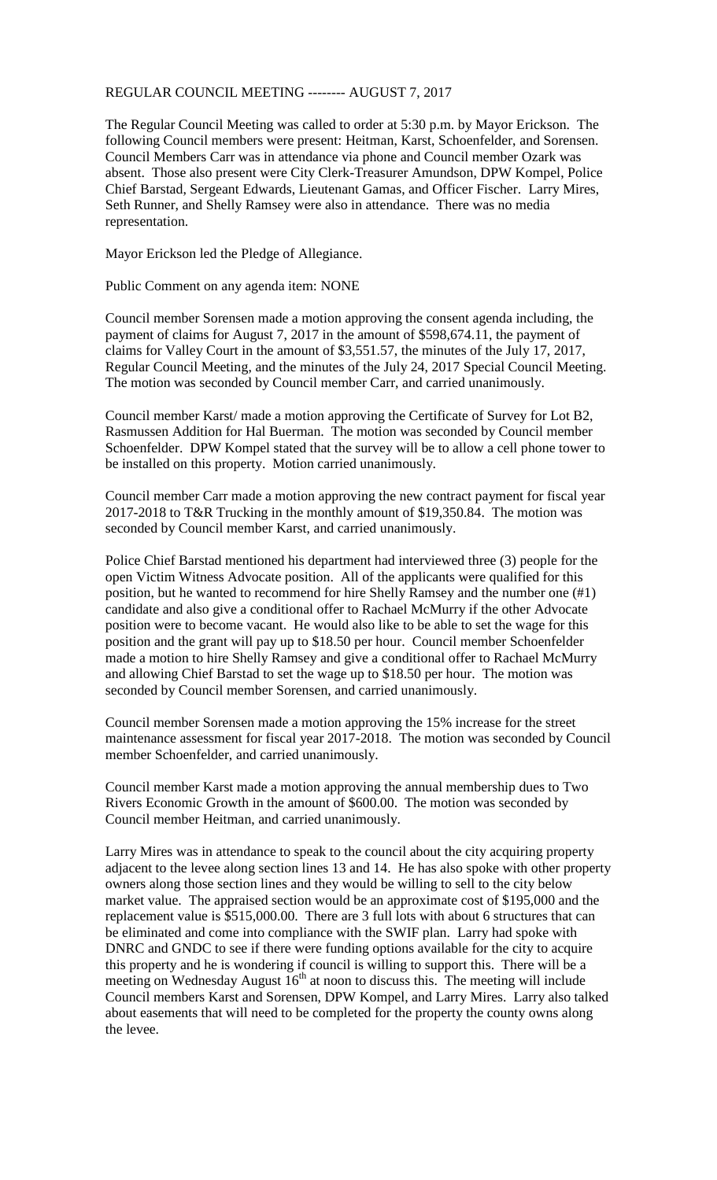REGULAR COUNCIL MEETING -------- AUGUST 7, 2017

The Regular Council Meeting was called to order at 5:30 p.m. by Mayor Erickson. The following Council members were present: Heitman, Karst, Schoenfelder, and Sorensen. Council Members Carr was in attendance via phone and Council member Ozark was absent. Those also present were City Clerk-Treasurer Amundson, DPW Kompel, Police Chief Barstad, Sergeant Edwards, Lieutenant Gamas, and Officer Fischer. Larry Mires, Seth Runner, and Shelly Ramsey were also in attendance. There was no media representation.

Mayor Erickson led the Pledge of Allegiance.

Public Comment on any agenda item: NONE

Council member Sorensen made a motion approving the consent agenda including, the payment of claims for August 7, 2017 in the amount of $598,674.11, the payment of claims for Valley Court in the amount of $3,551.57, the minutes of the July 17, 2017, Regular Council Meeting, and the minutes of the July 24, 2017 Special Council Meeting. The motion was seconded by Council member Carr, and carried unanimously.

Council member Karst/ made a motion approving the Certificate of Survey for Lot B2, Rasmussen Addition for Hal Buerman. The motion was seconded by Council member Schoenfelder. DPW Kompel stated that the survey will be to allow a cell phone tower to be installed on this property. Motion carried unanimously.

Council member Carr made a motion approving the new contract payment for fiscal year 2017-2018 to T&R Trucking in the monthly amount of $19,350.84. The motion was seconded by Council member Karst, and carried unanimously.

Police Chief Barstad mentioned his department had interviewed three (3) people for the open Victim Witness Advocate position. All of the applicants were qualified for this position, but he wanted to recommend for hire Shelly Ramsey and the number one (#1) candidate and also give a conditional offer to Rachael McMurry if the other Advocate position were to become vacant. He would also like to be able to set the wage for this position and the grant will pay up to $18.50 per hour. Council member Schoenfelder made a motion to hire Shelly Ramsey and give a conditional offer to Rachael McMurry and allowing Chief Barstad to set the wage up to $18.50 per hour. The motion was seconded by Council member Sorensen, and carried unanimously.

Council member Sorensen made a motion approving the 15% increase for the street maintenance assessment for fiscal year 2017-2018. The motion was seconded by Council member Schoenfelder, and carried unanimously.

Council member Karst made a motion approving the annual membership dues to Two Rivers Economic Growth in the amount of $600.00. The motion was seconded by Council member Heitman, and carried unanimously.

Larry Mires was in attendance to speak to the council about the city acquiring property adjacent to the levee along section lines 13 and 14. He has also spoke with other property owners along those section lines and they would be willing to sell to the city below market value. The appraised section would be an approximate cost of $195,000 and the replacement value is $515,000.00. There are 3 full lots with about 6 structures that can be eliminated and come into compliance with the SWIF plan. Larry had spoke with DNRC and GNDC to see if there were funding options available for the city to acquire this property and he is wondering if council is willing to support this. There will be a meeting on Wednesday August 16th at noon to discuss this. The meeting will include Council members Karst and Sorensen, DPW Kompel, and Larry Mires. Larry also talked about easements that will need to be completed for the property the county owns along the levee.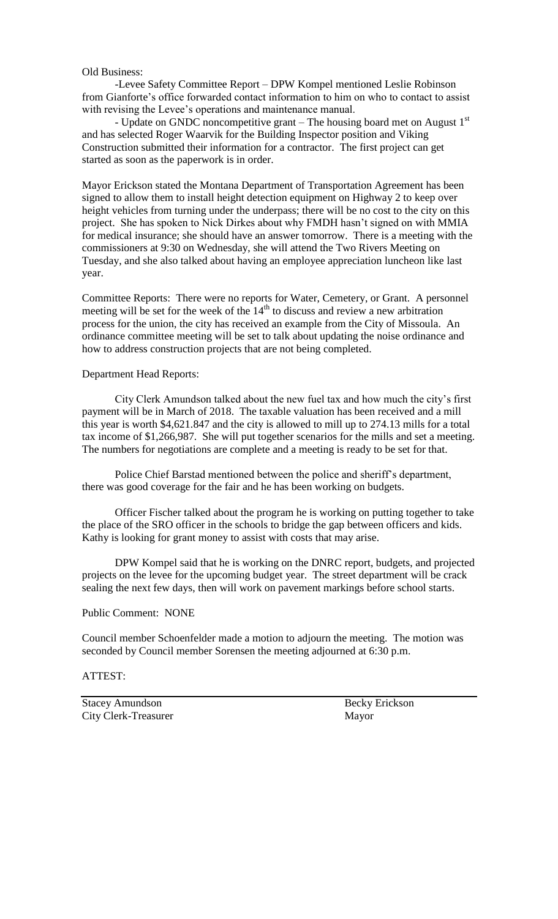Old Business:

-Levee Safety Committee Report – DPW Kompel mentioned Leslie Robinson from Gianforte's office forwarded contact information to him on who to contact to assist with revising the Levee's operations and maintenance manual.

- Update on GNDC noncompetitive grant – The housing board met on August 1st and has selected Roger Waarvik for the Building Inspector position and Viking Construction submitted their information for a contractor. The first project can get started as soon as the paperwork is in order.

Mayor Erickson stated the Montana Department of Transportation Agreement has been signed to allow them to install height detection equipment on Highway 2 to keep over height vehicles from turning under the underpass; there will be no cost to the city on this project. She has spoken to Nick Dirkes about why FMDH hasn't signed on with MMIA for medical insurance; she should have an answer tomorrow. There is a meeting with the commissioners at 9:30 on Wednesday, she will attend the Two Rivers Meeting on Tuesday, and she also talked about having an employee appreciation luncheon like last year.

Committee Reports: There were no reports for Water, Cemetery, or Grant. A personnel meeting will be set for the week of the 14th to discuss and review a new arbitration process for the union, the city has received an example from the City of Missoula. An ordinance committee meeting will be set to talk about updating the noise ordinance and how to address construction projects that are not being completed.

Department Head Reports:

City Clerk Amundson talked about the new fuel tax and how much the city's first payment will be in March of 2018. The taxable valuation has been received and a mill this year is worth $4,621.847 and the city is allowed to mill up to 274.13 mills for a total tax income of $1,266,987. She will put together scenarios for the mills and set a meeting. The numbers for negotiations are complete and a meeting is ready to be set for that.

Police Chief Barstad mentioned between the police and sheriff's department, there was good coverage for the fair and he has been working on budgets.

Officer Fischer talked about the program he is working on putting together to take the place of the SRO officer in the schools to bridge the gap between officers and kids. Kathy is looking for grant money to assist with costs that may arise.

DPW Kompel said that he is working on the DNRC report, budgets, and projected projects on the levee for the upcoming budget year. The street department will be crack sealing the next few days, then will work on pavement markings before school starts.

Public Comment: NONE

Council member Schoenfelder made a motion to adjourn the meeting. The motion was seconded by Council member Sorensen the meeting adjourned at 6:30 p.m.

ATTEST:

| | |
|---|---|
| Stacey Amundson | Becky Erickson |
| City Clerk-Treasurer | Mayor |